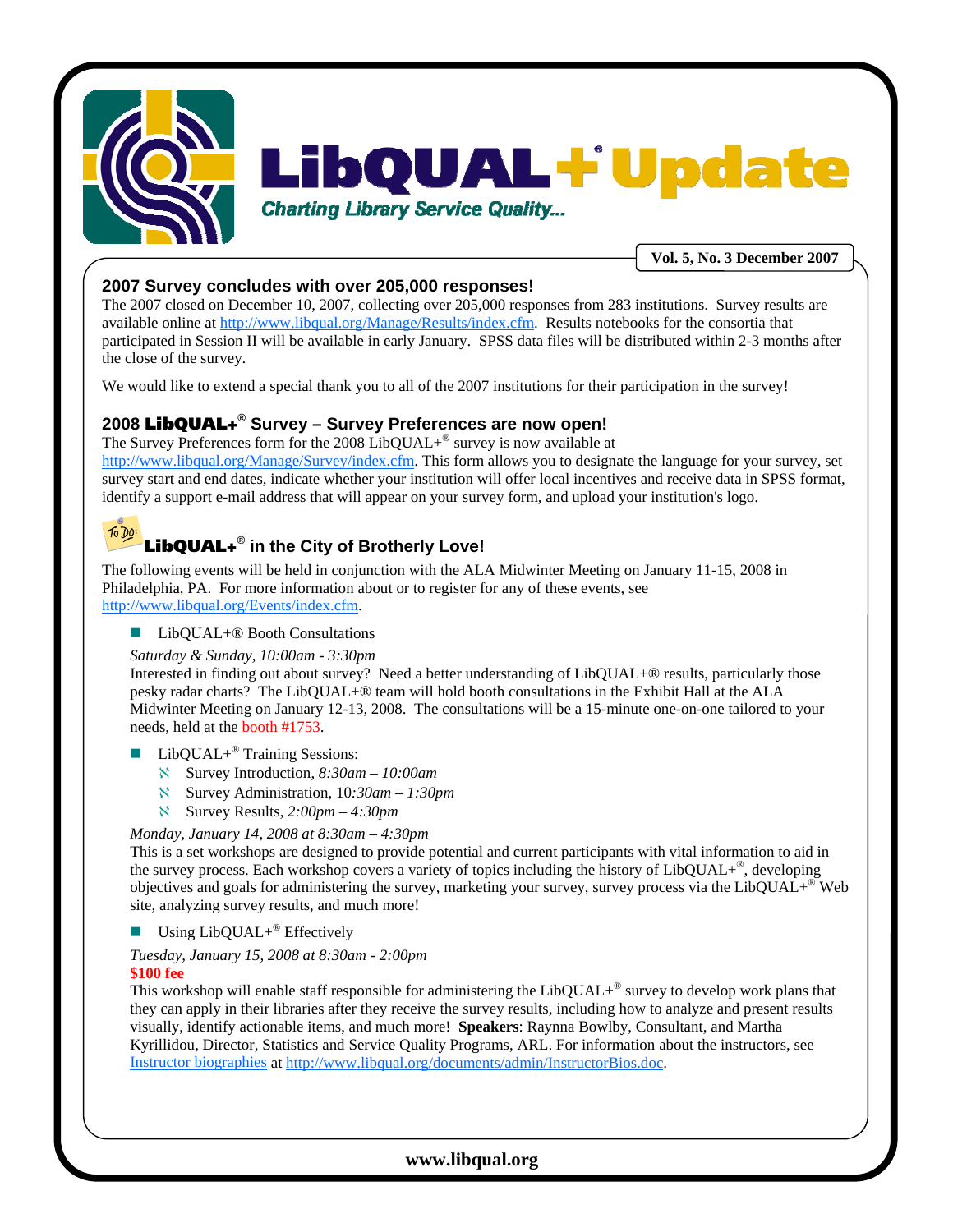# LibQUAL+® Update

*Charting Library Service Quality...*

**Vol. 5, No. 3 December 2007**

## 2007 Survey concludes with over 205,000 responses!

The 2007 closed on December 10, 2007, collecting over 205,000 responses from 283 institutions. Survey results are available online at http://www.libqual.org/Manage/Results/index.cfm. Results notebooks for the consortia that participated in Session II will be available in early January. SPSS data files will be distributed within 2-3 months after the close of the survey.

We would like to extend a special thank you to all of the 2007 institutions for their participation in the survey!

## 2008 LibQUAL+® Survey – Survey Preferences are now open!

The Survey Preferences form for the 2008 LibQUAL+® survey is now available at http://www.libqual.org/Manage/Survey/index.cfm. This form allows you to designate the language for your survey, set survey start and end dates, indicate whether your institution will offer local incentives and receive data in SPSS format, identify a support e-mail address that will appear on your survey form, and upload your institution's logo.

## LibQUAL+® in the City of Brotherly Love!

The following events will be held in conjunction with the ALA Midwinter Meeting on January 11-15, 2008 in Philadelphia, PA. For more information about or to register for any of these events, see http://www.libqual.org/Events/index.cfm.

- LibQUAL+® Booth Consultations

  *Saturday & Sunday, 10:00am - 3:30pm*
  Interested in finding out about survey? Need a better understanding of LibQUAL+® results, particularly those pesky radar charts? The LibQUAL+® team will hold booth consultations in the Exhibit Hall at the ALA Midwinter Meeting on January 12-13, 2008. The consultations will be a 15-minute one-on-one tailored to your needs, held at the booth #1753.

- LibQUAL+® Training Sessions:
  - Survey Introduction, *8:30am – 10:00am*
  - Survey Administration, 10*:30am – 1:30pm*
  - Survey Results, *2:00pm – 4:30pm*

  *Monday, January 14, 2008 at 8:30am – 4:30pm*
  This is a set workshops are designed to provide potential and current participants with vital information to aid in the survey process. Each workshop covers a variety of topics including the history of LibQUAL+®, developing objectives and goals for administering the survey, marketing your survey, survey process via the LibQUAL+® Web site, analyzing survey results, and much more!

- Using LibQUAL+® Effectively

  *Tuesday, January 15, 2008 at 8:30am - 2:00pm*
  **$100 fee**
  This workshop will enable staff responsible for administering the LibQUAL+® survey to develop work plans that they can apply in their libraries after they receive the survey results, including how to analyze and present results visually, identify actionable items, and much more! **Speakers**: Raynna Bowlby, Consultant, and Martha Kyrillidou, Director, Statistics and Service Quality Programs, ARL. For information about the instructors, see Instructor biographies at http://www.libqual.org/documents/admin/InstructorBios.doc.

www.libqual.org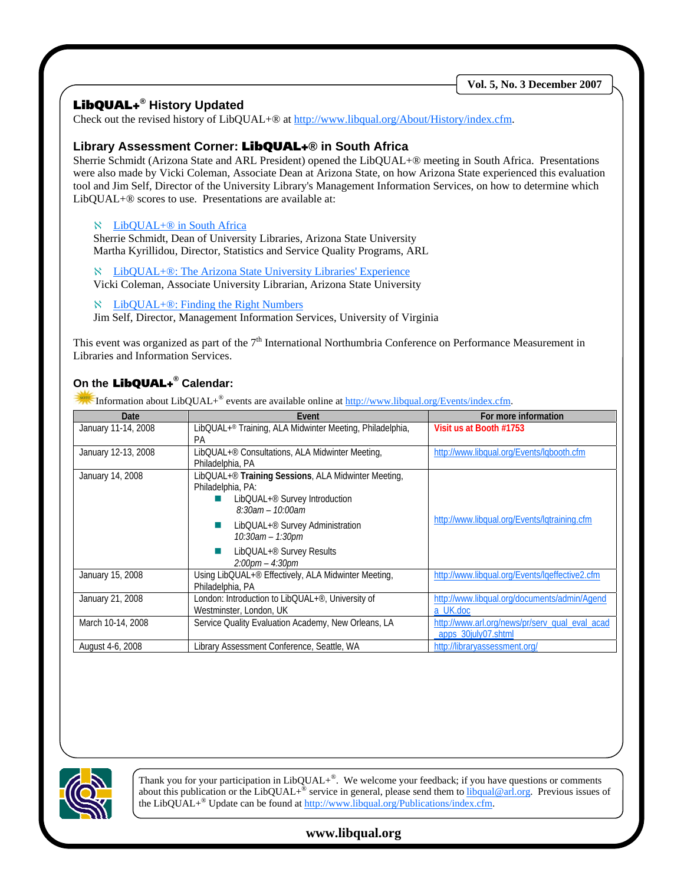## LibQUAL+® History Updated

Check out the revised history of LibQUAL+® at http://www.libqual.org/About/History/index.cfm.

## Library Assessment Corner: LibQUAL+® in South Africa

Sherrie Schmidt (Arizona State and ARL President) opened the LibQUAL+® meeting in South Africa. Presentations were also made by Vicki Coleman, Associate Dean at Arizona State, on how Arizona State experienced this evaluation tool and Jim Self, Director of the University Library's Management Information Services, on how to determine which LibQUAL+® scores to use. Presentations are available at:

- LibQUAL+® in South Africa
  Sherrie Schmidt, Dean of University Libraries, Arizona State University
  Martha Kyrillidou, Director, Statistics and Service Quality Programs, ARL
- LibQUAL+®: The Arizona State University Libraries' Experience
  Vicki Coleman, Associate University Librarian, Arizona State University
- LibQUAL+®: Finding the Right Numbers
  Jim Self, Director, Management Information Services, University of Virginia

This event was organized as part of the 7th International Northumbria Conference on Performance Measurement in Libraries and Information Services.

## On the LibQUAL+® Calendar:

Information about LibQUAL+® events are available online at http://www.libqual.org/Events/index.cfm.

| Date | Event | For more information |
|---|---|---|
| January 11-14, 2008 | LibQUAL+® Training, ALA Midwinter Meeting, Philadelphia, PA | **Visit us at Booth #1753** |
| January 12-13, 2008 | LibQUAL+® Consultations, ALA Midwinter Meeting, Philadelphia, PA | http://www.libqual.org/Events/lqbooth.cfm |
| January 14, 2008 | LibQUAL+® **Training Sessions**, ALA Midwinter Meeting, Philadelphia, PA: LibQUAL+® Survey Introduction *8:30am – 10:00am*; LibQUAL+® Survey Administration *10:30am – 1:30pm*; LibQUAL+® Survey Results *2:00pm – 4:30pm* | http://www.libqual.org/Events/lqtraining.cfm |
| January 15, 2008 | Using LibQUAL+® Effectively, ALA Midwinter Meeting, Philadelphia, PA | http://www.libqual.org/Events/lqeffective2.cfm |
| January 21, 2008 | London: Introduction to LibQUAL+®, University of Westminster, London, UK | http://www.libqual.org/documents/admin/Agenda_UK.doc |
| March 10-14, 2008 | Service Quality Evaluation Academy, New Orleans, LA | http://www.arl.org/news/pr/serv_qual_eval_acad_apps_30july07.shtml |
| August 4-6, 2008 | Library Assessment Conference, Seattle, WA | http://libraryassessment.org/ |

Thank you for your participation in LibQUAL+®. We welcome your feedback; if you have questions or comments about this publication or the LibQUAL+® service in general, please send them to libqual@arl.org. Previous issues of the LibQUAL+® Update can be found at http://www.libqual.org/Publications/index.cfm.

**www.libqual.org**